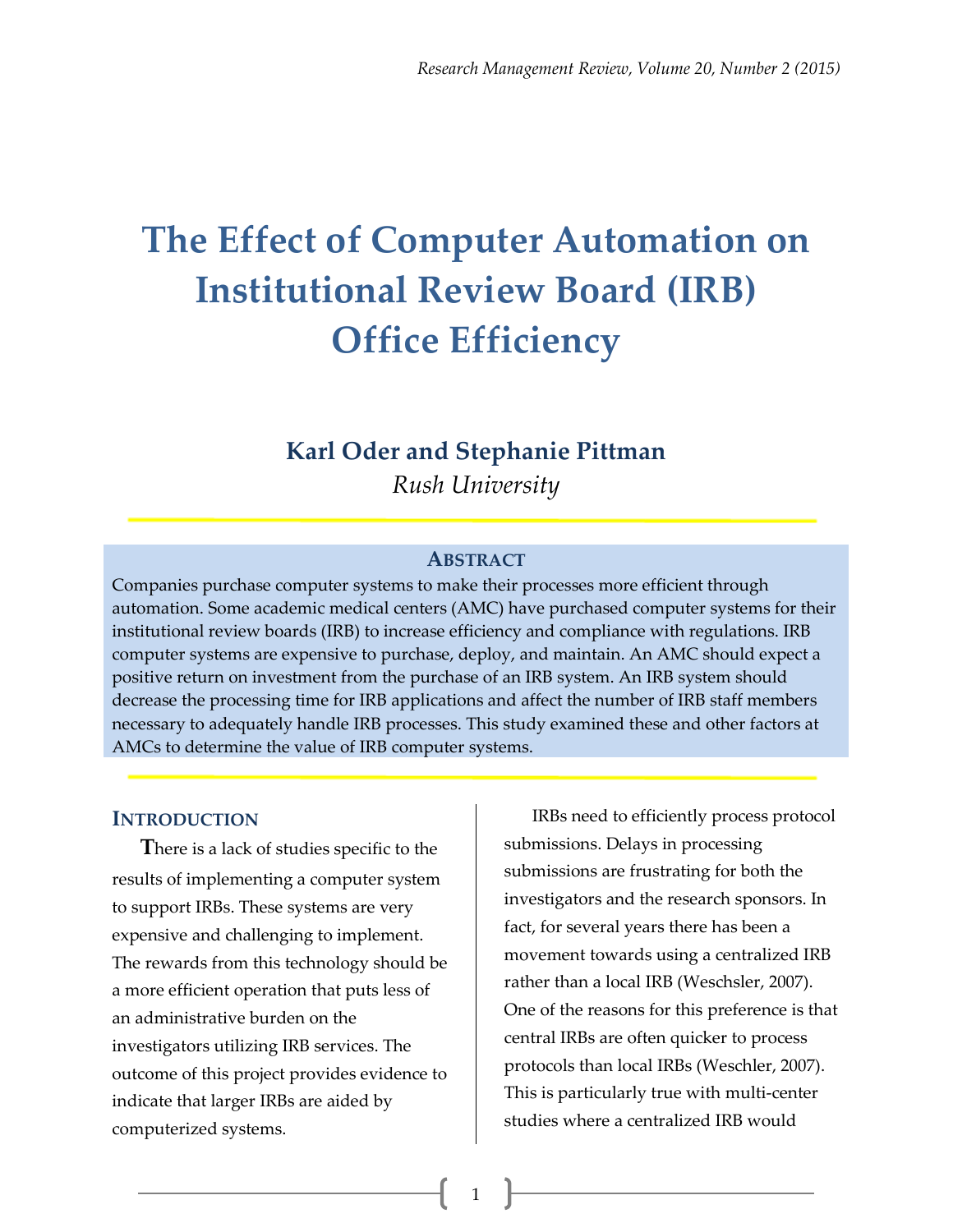# The Effect of Computer Automation on Institutional Review Board (IRB) Office Efficiency

**Karl Oder and Stephanie Pittman**

*Rush University*

## Abstract

Companies purchase computer systems to make their processes more efficient through automation. Some academic medical centers (AMC) have purchased computer systems for their institutional review boards (IRB) to increase efficiency and compliance with regulations. IRB computer systems are expensive to purchase, deploy, and maintain. An AMC should expect a positive return on investment from the purchase of an IRB system. An IRB system should decrease the processing time for IRB applications and affect the number of IRB staff members necessary to adequately handle IRB processes. This study examined these and other factors at AMCs to determine the value of IRB computer systems.

## Introduction

There is a lack of studies specific to the results of implementing a computer system to support IRBs. These systems are very expensive and challenging to implement. The rewards from this technology should be a more efficient operation that puts less of an administrative burden on the investigators utilizing IRB services. The outcome of this project provides evidence to indicate that larger IRBs are aided by computerized systems.

IRBs need to efficiently process protocol submissions. Delays in processing submissions are frustrating for both the investigators and the research sponsors. In fact, for several years there has been a movement towards using a centralized IRB rather than a local IRB (Weschsler, 2007). One of the reasons for this preference is that central IRBs are often quicker to process protocols than local IRBs (Weschler, 2007). This is particularly true with multi-center studies where a centralized IRB would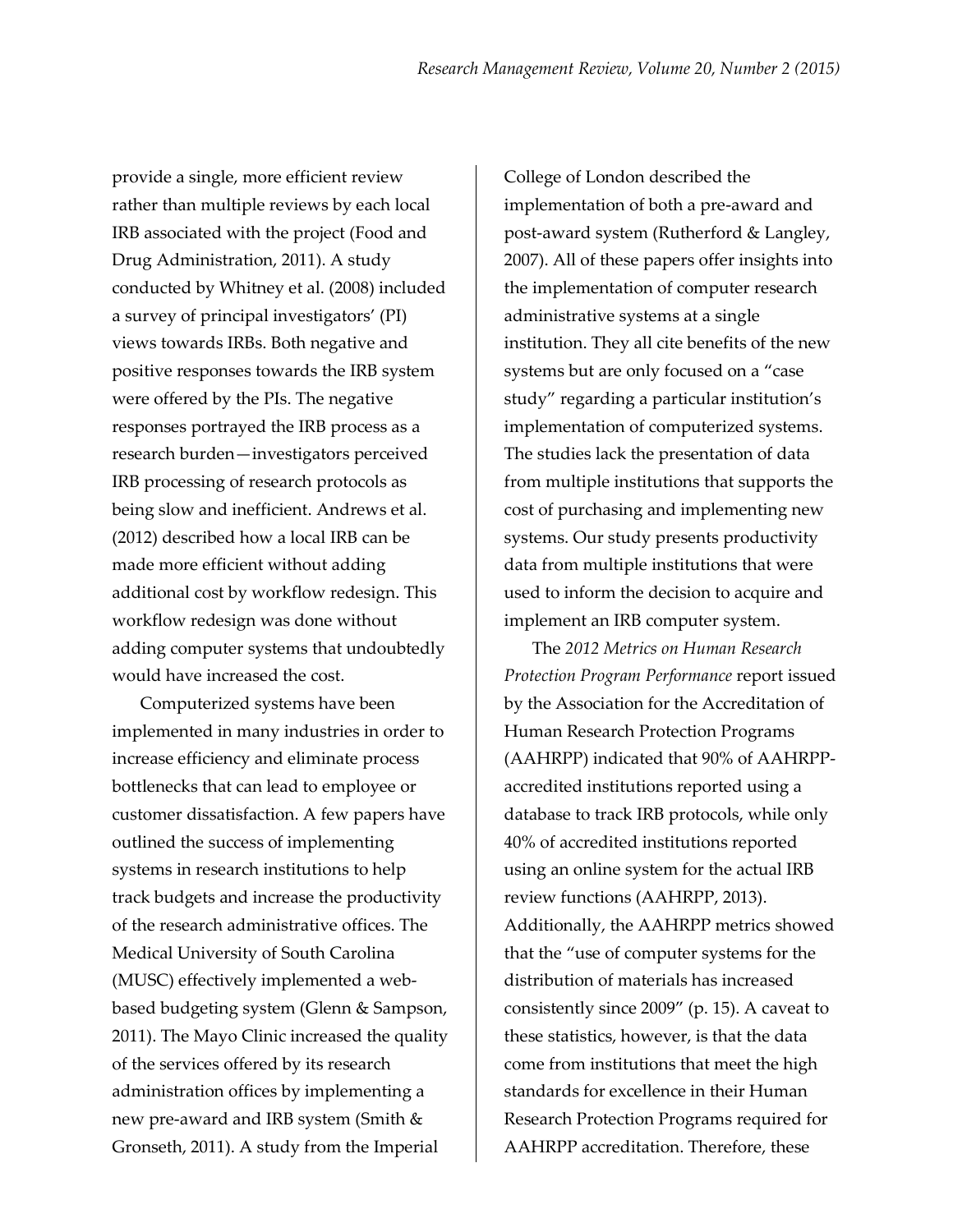provide a single, more efficient review rather than multiple reviews by each local IRB associated with the project (Food and Drug Administration, 2011). A study conducted by Whitney et al. (2008) included a survey of principal investigators' (PI) views towards IRBs. Both negative and positive responses towards the IRB system were offered by the PIs. The negative responses portrayed the IRB process as a research burden—investigators perceived IRB processing of research protocols as being slow and inefficient. Andrews et al. (2012) described how a local IRB can be made more efficient without adding additional cost by workflow redesign. This workflow redesign was done without adding computer systems that undoubtedly would have increased the cost.

Computerized systems have been implemented in many industries in order to increase efficiency and eliminate process bottlenecks that can lead to employee or customer dissatisfaction. A few papers have outlined the success of implementing systems in research institutions to help track budgets and increase the productivity of the research administrative offices. The Medical University of South Carolina (MUSC) effectively implemented a web-based budgeting system (Glenn & Sampson, 2011). The Mayo Clinic increased the quality of the services offered by its research administration offices by implementing a new pre-award and IRB system (Smith & Gronseth, 2011). A study from the Imperial College of London described the implementation of both a pre-award and post-award system (Rutherford & Langley, 2007). All of these papers offer insights into the implementation of computer research administrative systems at a single institution. They all cite benefits of the new systems but are only focused on a "case study" regarding a particular institution's implementation of computerized systems. The studies lack the presentation of data from multiple institutions that supports the cost of purchasing and implementing new systems. Our study presents productivity data from multiple institutions that were used to inform the decision to acquire and implement an IRB computer system.

The *2012 Metrics on Human Research Protection Program Performance* report issued by the Association for the Accreditation of Human Research Protection Programs (AAHRPP) indicated that 90% of AAHRPP-accredited institutions reported using a database to track IRB protocols, while only 40% of accredited institutions reported using an online system for the actual IRB review functions (AAHRPP, 2013). Additionally, the AAHRPP metrics showed that the "use of computer systems for the distribution of materials has increased consistently since 2009" (p. 15). A caveat to these statistics, however, is that the data come from institutions that meet the high standards for excellence in their Human Research Protection Programs required for AAHRPP accreditation. Therefore, these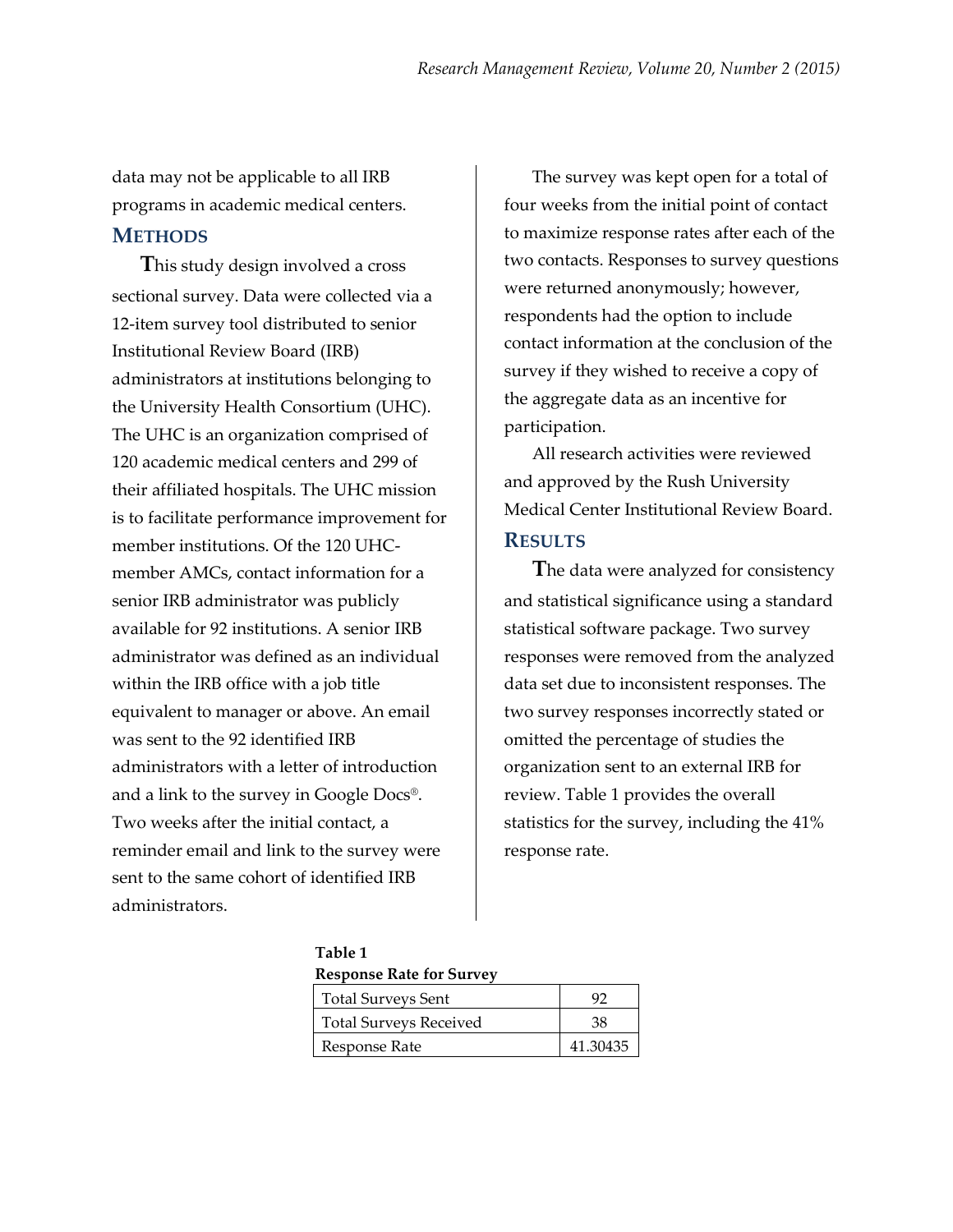data may not be applicable to all IRB programs in academic medical centers.

## METHODS

This study design involved a cross sectional survey. Data were collected via a 12-item survey tool distributed to senior Institutional Review Board (IRB) administrators at institutions belonging to the University Health Consortium (UHC). The UHC is an organization comprised of 120 academic medical centers and 299 of their affiliated hospitals. The UHC mission is to facilitate performance improvement for member institutions. Of the 120 UHC-member AMCs, contact information for a senior IRB administrator was publicly available for 92 institutions. A senior IRB administrator was defined as an individual within the IRB office with a job title equivalent to manager or above. An email was sent to the 92 identified IRB administrators with a letter of introduction and a link to the survey in Google Docs®. Two weeks after the initial contact, a reminder email and link to the survey were sent to the same cohort of identified IRB administrators.

The survey was kept open for a total of four weeks from the initial point of contact to maximize response rates after each of the two contacts. Responses to survey questions were returned anonymously; however, respondents had the option to include contact information at the conclusion of the survey if they wished to receive a copy of the aggregate data as an incentive for participation.

All research activities were reviewed and approved by the Rush University Medical Center Institutional Review Board.

## RESULTS

The data were analyzed for consistency and statistical significance using a standard statistical software package. Two survey responses were removed from the analyzed data set due to inconsistent responses. The two survey responses incorrectly stated or omitted the percentage of studies the organization sent to an external IRB for review. Table 1 provides the overall statistics for the survey, including the 41% response rate.

**Table 1**
**Response Rate for Survey**

| | |
|---|---|
| Total Surveys Sent | 92 |
| Total Surveys Received | 38 |
| Response Rate | 41.30435 |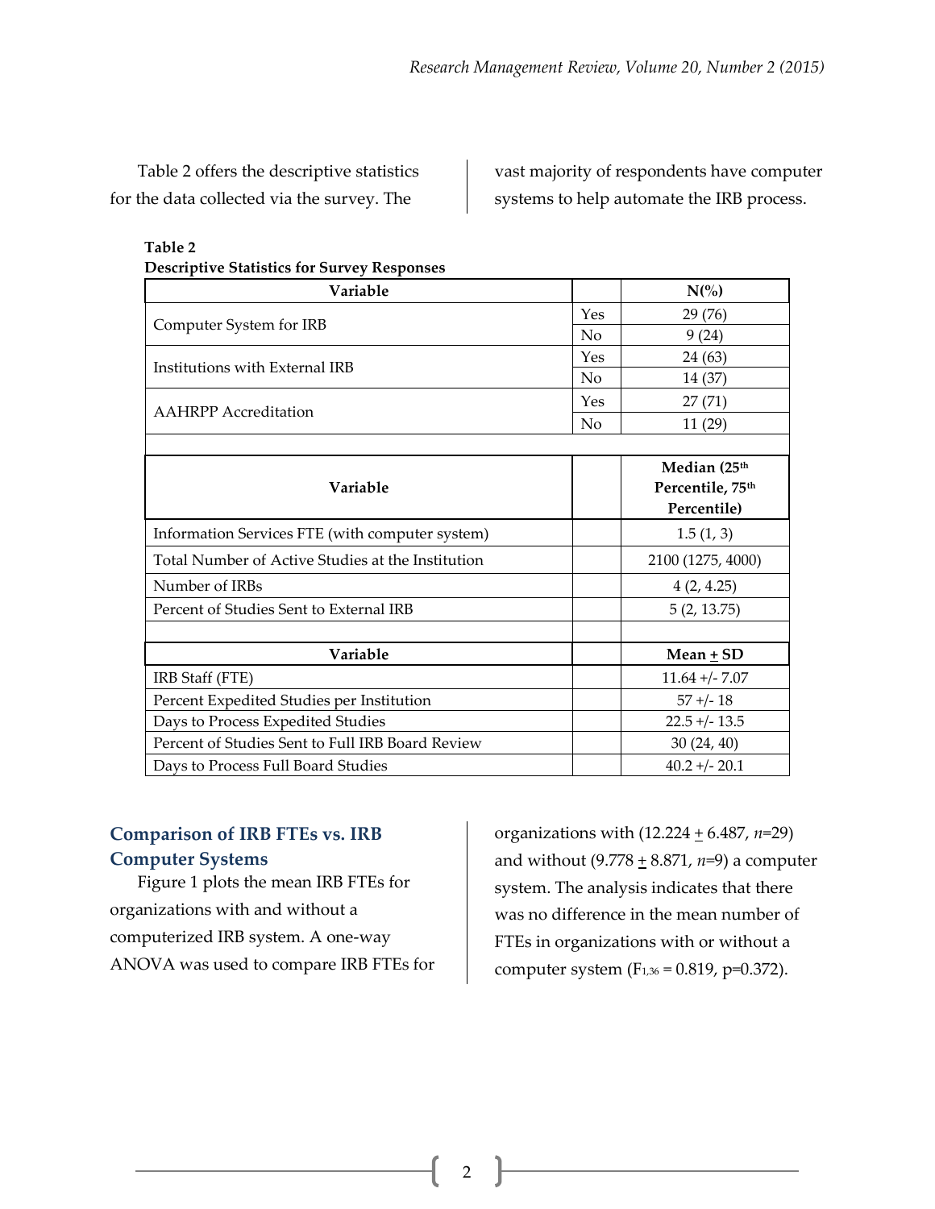Table 2 offers the descriptive statistics for the data collected via the survey. The vast majority of respondents have computer systems to help automate the IRB process.

**Table 2**
**Descriptive Statistics for Survey Responses**

| Variable | | N(%) |
|---|---|---|
| Computer System for IRB | Yes | 29 (76) |
| | No | 9 (24) |
| Institutions with External IRB | Yes | 24 (63) |
| | No | 14 (37) |
| AAHRPP Accreditation | Yes | 27 (71) |
| | No | 11 (29) |
| | | |
| **Variable** | | **Median (25th Percentile, 75th Percentile)** |
| Information Services FTE (with computer system) | | 1.5 (1, 3) |
| Total Number of Active Studies at the Institution | | 2100 (1275, 4000) |
| Number of IRBs | | 4 (2, 4.25) |
| Percent of Studies Sent to External IRB | | 5 (2, 13.75) |
| | | |
| **Variable** | | **Mean ± SD** |
| IRB Staff (FTE) | | 11.64 +/- 7.07 |
| Percent Expedited Studies per Institution | | 57 +/- 18 |
| Days to Process Expedited Studies | | 22.5 +/- 13.5 |
| Percent of Studies Sent to Full IRB Board Review | | 30 (24, 40) |
| Days to Process Full Board Studies | | 40.2 +/- 20.1 |

## Comparison of IRB FTEs vs. IRB Computer Systems

Figure 1 plots the mean IRB FTEs for organizations with and without a computerized IRB system. A one-way ANOVA was used to compare IRB FTEs for organizations with (12.224 ± 6.487, *n*=29) and without (9.778 ± 8.871, *n*=9) a computer system. The analysis indicates that there was no difference in the mean number of FTEs in organizations with or without a computer system ($F_{1,36}$ = 0.819, p=0.372).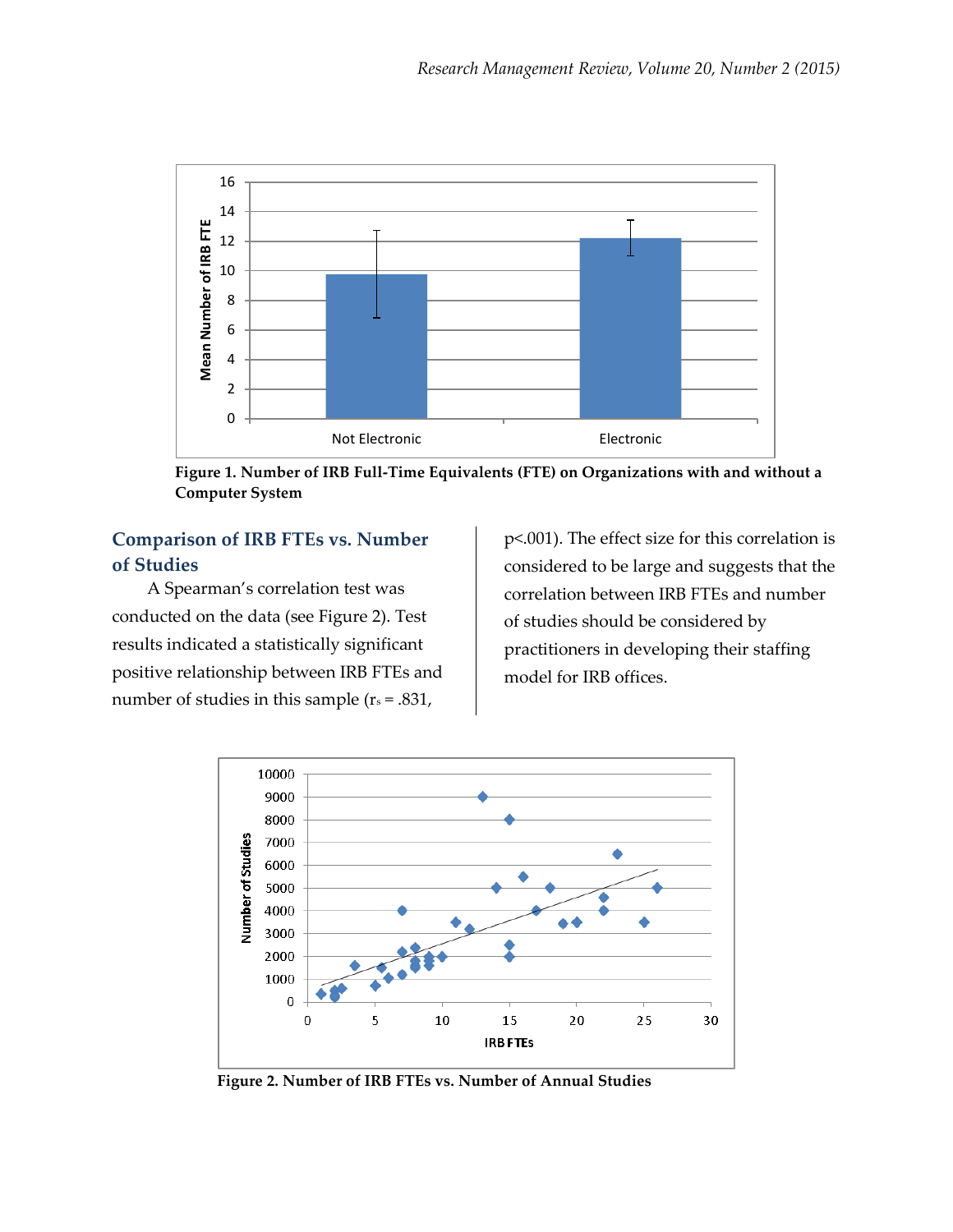16
14
12
10
8
6
4
2
0

Mean Number of IRB FTE

Not Electronic

Electronic

**Figure 1. Number of IRB Full-Time Equivalents (FTE) on Organizations with and without a Computer System**

## Comparison of IRB FTEs vs. Number of Studies

A Spearman's correlation test was conducted on the data (see Figure 2). Test results indicated a statistically significant positive relationship between IRB FTEs and number of studies in this sample ($r_s = .831$, $p<.001$). The effect size for this correlation is considered to be large and suggests that the correlation between IRB FTEs and number of studies should be considered by practitioners in developing their staffing model for IRB offices.

10000
9000
8000
7000
6000
5000
4000
3000
2000
1000
0

Number of Studies

0
5
10
15
20
25
30

IRB FTEs

**Figure 2. Number of IRB FTEs vs. Number of Annual Studies**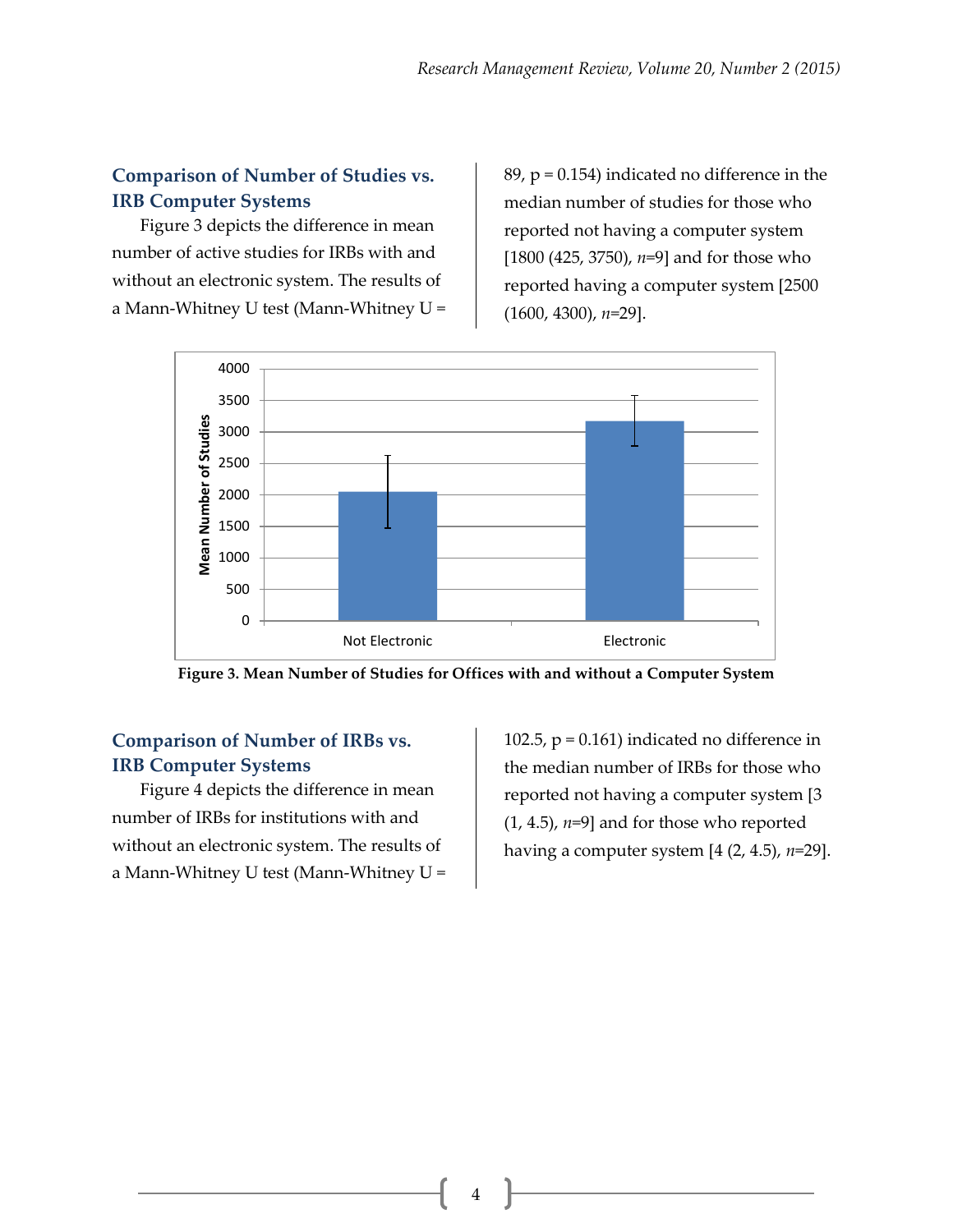## Comparison of Number of Studies vs. IRB Computer Systems

Figure 3 depicts the difference in mean number of active studies for IRBs with and without an electronic system. The results of a Mann-Whitney U test (Mann-Whitney U = 89, p = 0.154) indicated no difference in the median number of studies for those who reported not having a computer system [1800 (425, 3750), *n*=9] and for those who reported having a computer system [2500 (1600, 4300), *n*=29].

Mean Number of Studies

4000
3500
3000
2500
2000
1500
1000
500
0

Not Electronic
Electronic

**Figure 3. Mean Number of Studies for Offices with and without a Computer System**

## Comparison of Number of IRBs vs. IRB Computer Systems

Figure 4 depicts the difference in mean number of IRBs for institutions with and without an electronic system. The results of a Mann-Whitney U test (Mann-Whitney U = 102.5, p = 0.161) indicated no difference in the median number of IRBs for those who reported not having a computer system [3 (1, 4.5), *n*=9] and for those who reported having a computer system [4 (2, 4.5), *n*=29].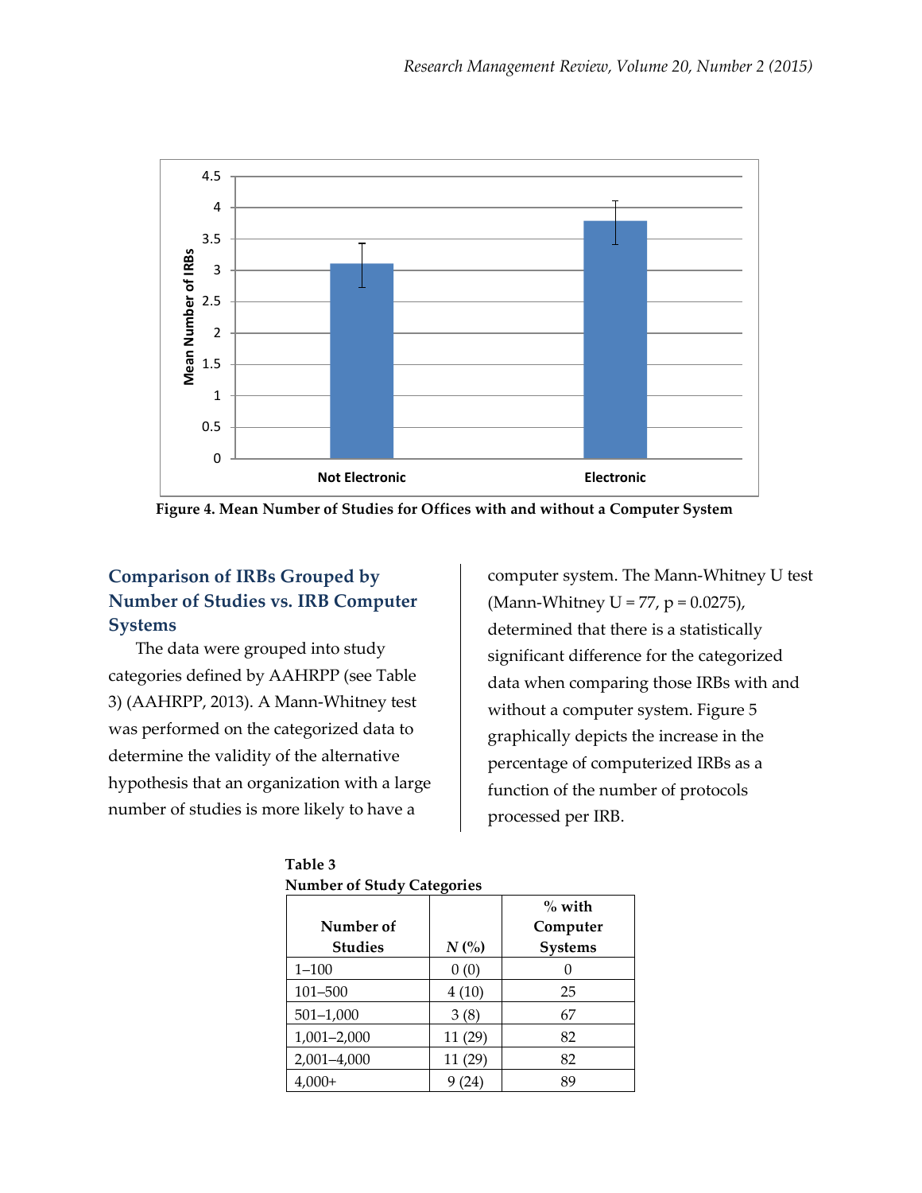4.5
4
3.5
3
2.5
2
1.5
1
0.5
0

Mean Number of IRBs

Not Electronic

Electronic

**Figure 4. Mean Number of Studies for Offices with and without a Computer System**

## Comparison of IRBs Grouped by Number of Studies vs. IRB Computer Systems

The data were grouped into study categories defined by AAHRPP (see Table 3) (AAHRPP, 2013). A Mann-Whitney test was performed on the categorized data to determine the validity of the alternative hypothesis that an organization with a large number of studies is more likely to have a computer system. The Mann-Whitney U test (Mann-Whitney $U = 77$, $p = 0.0275$), determined that there is a statistically significant difference for the categorized data when comparing those IRBs with and without a computer system. Figure 5 graphically depicts the increase in the percentage of computerized IRBs as a function of the number of protocols processed per IRB.

**Table 3**
**Number of Study Categories**

| Number of Studies | *N* (%) | % with Computer Systems |
|---|---|---|
| 1–100 | 0 (0) | 0 |
| 101–500 | 4 (10) | 25 |
| 501–1,000 | 3 (8) | 67 |
| 1,001–2,000 | 11 (29) | 82 |
| 2,001–4,000 | 11 (29) | 82 |
| 4,000+ | 9 (24) | 89 |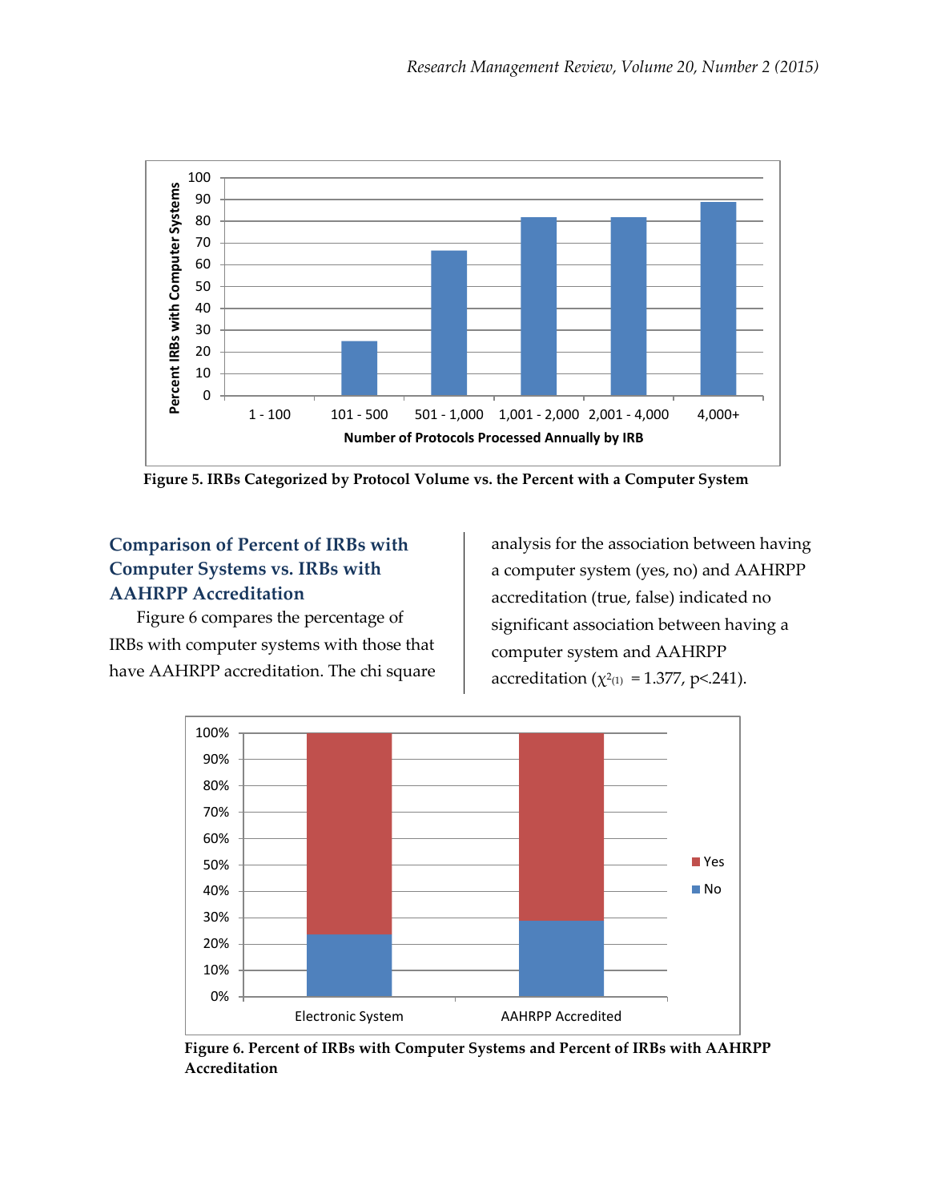Percent IRBs with Computer Systems

100
90
80
70
60
50
40
30
20
10
0

1 - 100
101 - 500
501 - 1,000
1,001 - 2,000
2,001 - 4,000
4,000+

Number of Protocols Processed Annually by IRB

**Figure 5. IRBs Categorized by Protocol Volume vs. the Percent with a Computer System**

## Comparison of Percent of IRBs with Computer Systems vs. IRBs with AAHRPP Accreditation

Figure 6 compares the percentage of IRBs with computer systems with those that have AAHRPP accreditation. The chi square analysis for the association between having a computer system (yes, no) and AAHRPP accreditation (true, false) indicated no significant association between having a computer system and AAHRPP accreditation ($\chi^2_{(1)} = 1.377$, $p<.241$).

100%
90%
80%
70%
60%
50%
40%
30%
20%
10%
0%

Yes
No

Electronic System
AAHRPP Accredited

**Figure 6. Percent of IRBs with Computer Systems and Percent of IRBs with AAHRPP Accreditation**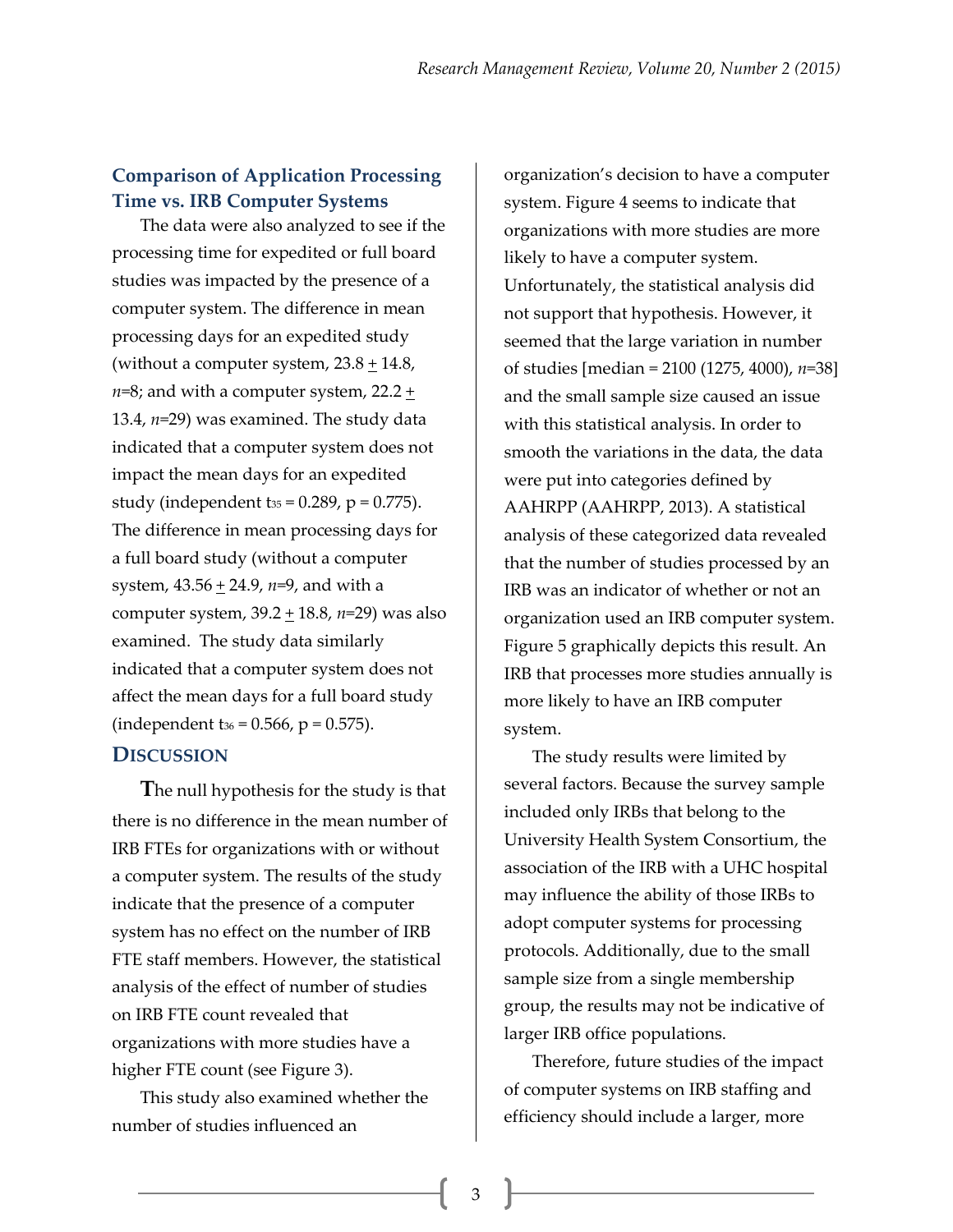### Comparison of Application Processing Time vs. IRB Computer Systems

The data were also analyzed to see if the processing time for expedited or full board studies was impacted by the presence of a computer system. The difference in mean processing days for an expedited study (without a computer system, 23.8 $\pm$ 14.8, $n$=8; and with a computer system, 22.2 $\pm$ 13.4, $n$=29) was examined. The study data indicated that a computer system does not impact the mean days for an expedited study (independent $t_{35} = 0.289$, $p = 0.775$). The difference in mean processing days for a full board study (without a computer system, 43.56 $\pm$ 24.9, $n$=9, and with a computer system, 39.2 $\pm$ 18.8, $n$=29) was also examined. The study data similarly indicated that a computer system does not affect the mean days for a full board study (independent $t_{36} = 0.566$, $p = 0.575$).

## Discussion

The null hypothesis for the study is that there is no difference in the mean number of IRB FTEs for organizations with or without a computer system. The results of the study indicate that the presence of a computer system has no effect on the number of IRB FTE staff members. However, the statistical analysis of the effect of number of studies on IRB FTE count revealed that organizations with more studies have a higher FTE count (see Figure 3).

This study also examined whether the number of studies influenced an organization's decision to have a computer system. Figure 4 seems to indicate that organizations with more studies are more likely to have a computer system. Unfortunately, the statistical analysis did not support that hypothesis. However, it seemed that the large variation in number of studies [median = 2100 (1275, 4000), $n$=38] and the small sample size caused an issue with this statistical analysis. In order to smooth the variations in the data, the data were put into categories defined by AAHRPP (AAHRPP, 2013). A statistical analysis of these categorized data revealed that the number of studies processed by an IRB was an indicator of whether or not an organization used an IRB computer system. Figure 5 graphically depicts this result. An IRB that processes more studies annually is more likely to have an IRB computer system.

The study results were limited by several factors. Because the survey sample included only IRBs that belong to the University Health System Consortium, the association of the IRB with a UHC hospital may influence the ability of those IRBs to adopt computer systems for processing protocols. Additionally, due to the small sample size from a single membership group, the results may not be indicative of larger IRB office populations.

Therefore, future studies of the impact of computer systems on IRB staffing and efficiency should include a larger, more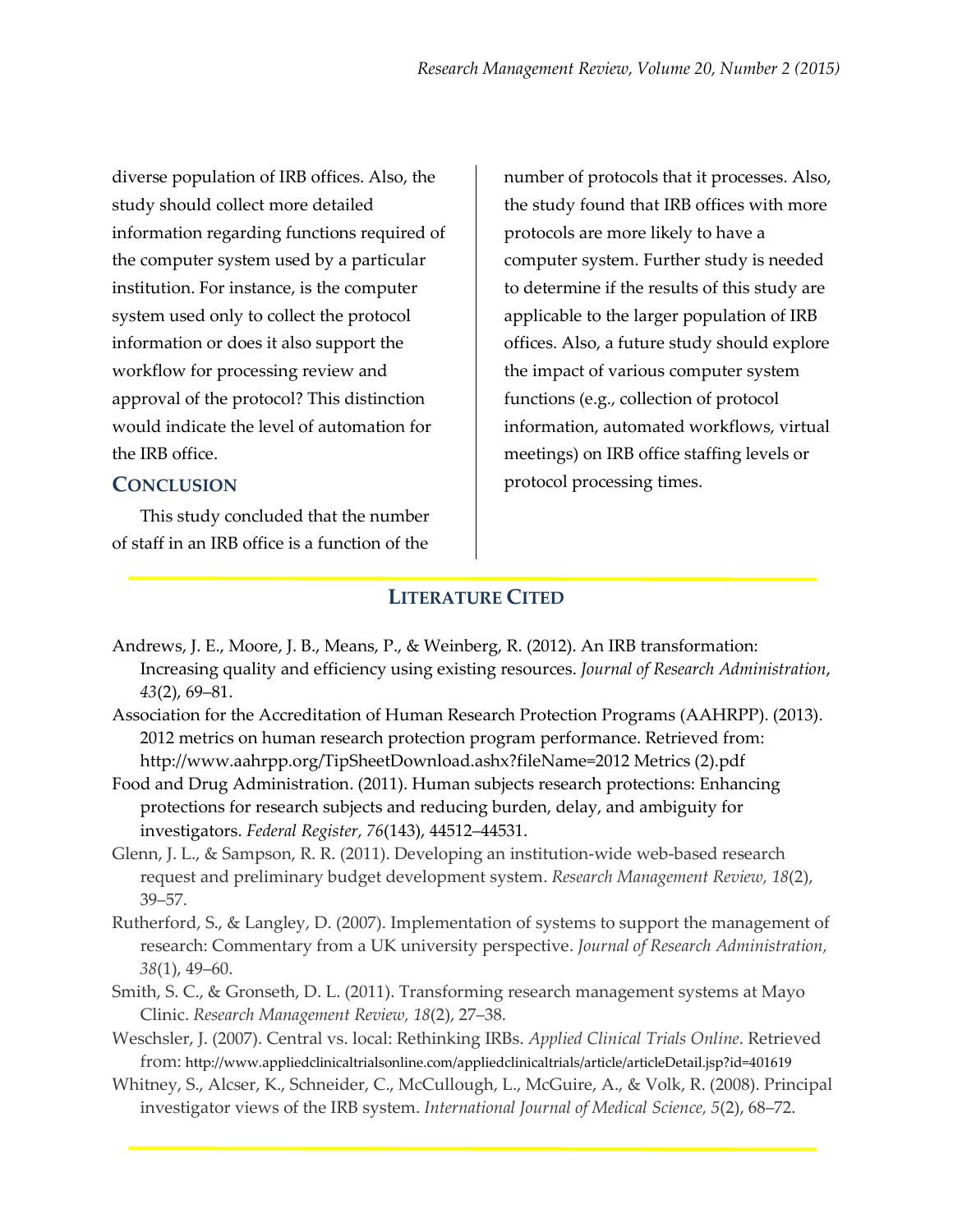diverse population of IRB offices. Also, the study should collect more detailed information regarding functions required of the computer system used by a particular institution. For instance, is the computer system used only to collect the protocol information or does it also support the workflow for processing review and approval of the protocol? This distinction would indicate the level of automation for the IRB office.

## Conclusion

This study concluded that the number of staff in an IRB office is a function of the number of protocols that it processes. Also, the study found that IRB offices with more protocols are more likely to have a computer system. Further study is needed to determine if the results of this study are applicable to the larger population of IRB offices. Also, a future study should explore the impact of various computer system functions (e.g., collection of protocol information, automated workflows, virtual meetings) on IRB office staffing levels or protocol processing times.

## Literature Cited

Andrews, J. E., Moore, J. B., Means, P., & Weinberg, R. (2012). An IRB transformation: Increasing quality and efficiency using existing resources. *Journal of Research Administration*, *43*(2), 69–81.

Association for the Accreditation of Human Research Protection Programs (AAHRPP). (2013). 2012 metrics on human research protection program performance. Retrieved from: http://www.aahrpp.org/TipSheetDownload.ashx?fileName=2012 Metrics (2).pdf

Food and Drug Administration. (2011). Human subjects research protections: Enhancing protections for research subjects and reducing burden, delay, and ambiguity for investigators. *Federal Register, 76*(143), 44512–44531.

Glenn, J. L., & Sampson, R. R. (2011). Developing an institution-wide web-based research request and preliminary budget development system. *Research Management Review, 18*(2), 39–57.

Rutherford, S., & Langley, D. (2007). Implementation of systems to support the management of research: Commentary from a UK university perspective. *Journal of Research Administration, 38*(1), 49–60.

Smith, S. C., & Gronseth, D. L. (2011). Transforming research management systems at Mayo Clinic. *Research Management Review, 18*(2), 27–38.

Weschsler, J. (2007). Central vs. local: Rethinking IRBs. *Applied Clinical Trials Online*. Retrieved from: http://www.appliedclinicaltrialsonline.com/appliedclinicaltrials/article/articleDetail.jsp?id=401619

Whitney, S., Alcser, K., Schneider, C., McCullough, L., McGuire, A., & Volk, R. (2008). Principal investigator views of the IRB system. *International Journal of Medical Science, 5*(2), 68–72.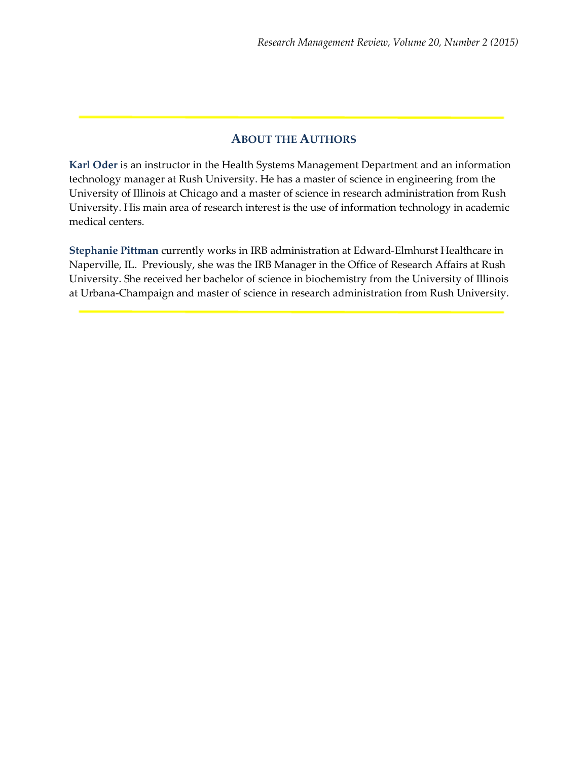## About the Authors

**Karl Oder** is an instructor in the Health Systems Management Department and an information technology manager at Rush University. He has a master of science in engineering from the University of Illinois at Chicago and a master of science in research administration from Rush University. His main area of research interest is the use of information technology in academic medical centers.

**Stephanie Pittman** currently works in IRB administration at Edward-Elmhurst Healthcare in Naperville, IL. Previously, she was the IRB Manager in the Office of Research Affairs at Rush University. She received her bachelor of science in biochemistry from the University of Illinois at Urbana-Champaign and master of science in research administration from Rush University.